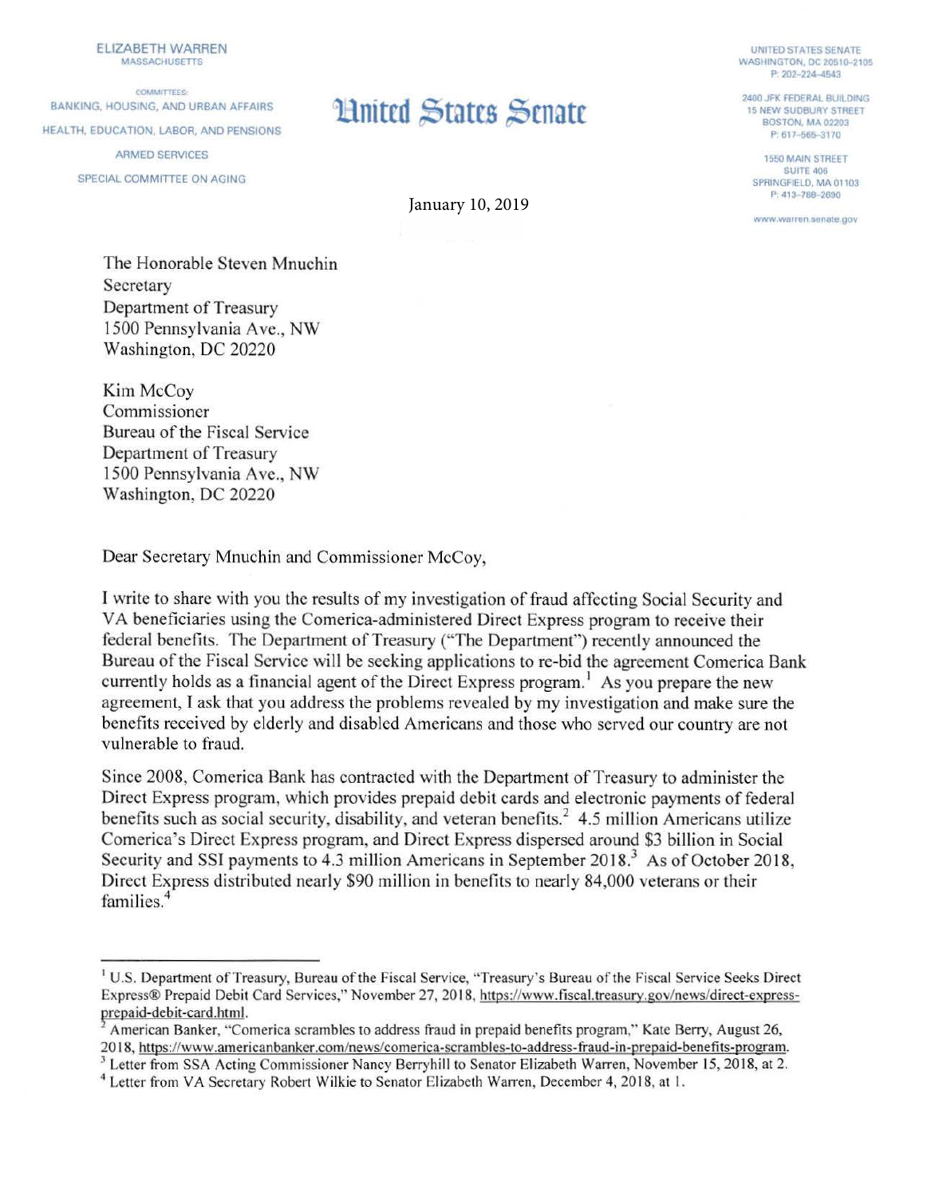ELIZABETH WARREN
MASSACHUSETTS

COMMITTEES:
BANKING, HOUSING, AND URBAN AFFAIRS
HEALTH, EDUCATION, LABOR, AND PENSIONS
ARMED SERVICES
SPECIAL COMMITTEE ON AGING

# United States Senate

UNITED STATES SENATE
WASHINGTON, DC 20510–2105
P: 202–224–4543

2400 JFK FEDERAL BUILDING
15 NEW SUDBURY STREET
BOSTON, MA 02203
P: 617–565–3170

1550 MAIN STREET
SUITE 406
SPRINGFIELD, MA 01103
P: 413–788–2690

www.warren.senate.gov

January 10, 2019

The Honorable Steven Mnuchin
Secretary
Department of Treasury
1500 Pennsylvania Ave., NW
Washington, DC 20220

Kim McCoy
Commissioner
Bureau of the Fiscal Service
Department of Treasury
1500 Pennsylvania Ave., NW
Washington, DC 20220

Dear Secretary Mnuchin and Commissioner McCoy,

I write to share with you the results of my investigation of fraud affecting Social Security and VA beneficiaries using the Comerica-administered Direct Express program to receive their federal benefits. The Department of Treasury ("The Department") recently announced the Bureau of the Fiscal Service will be seeking applications to re-bid the agreement Comerica Bank currently holds as a financial agent of the Direct Express program.[1] As you prepare the new agreement, I ask that you address the problems revealed by my investigation and make sure the benefits received by elderly and disabled Americans and those who served our country are not vulnerable to fraud.

Since 2008, Comerica Bank has contracted with the Department of Treasury to administer the Direct Express program, which provides prepaid debit cards and electronic payments of federal benefits such as social security, disability, and veteran benefits.[2] 4.5 million Americans utilize Comerica's Direct Express program, and Direct Express dispersed around $3 billion in Social Security and SSI payments to 4.3 million Americans in September 2018.[3] As of October 2018, Direct Express distributed nearly $90 million in benefits to nearly 84,000 veterans or their families.[4]

---

[1] U.S. Department of Treasury, Bureau of the Fiscal Service, "Treasury's Bureau of the Fiscal Service Seeks Direct Express® Prepaid Debit Card Services," November 27, 2018, https://www.fiscal.treasury.gov/news/direct-express-prepaid-debit-card.html.

[2] American Banker, "Comerica scrambles to address fraud in prepaid benefits program," Kate Berry, August 26, 2018, https://www.americanbanker.com/news/comerica-scrambles-to-address-fraud-in-prepaid-benefits-program.

[3] Letter from SSA Acting Commissioner Nancy Berryhill to Senator Elizabeth Warren, November 15, 2018, at 2.

[4] Letter from VA Secretary Robert Wilkie to Senator Elizabeth Warren, December 4, 2018, at 1.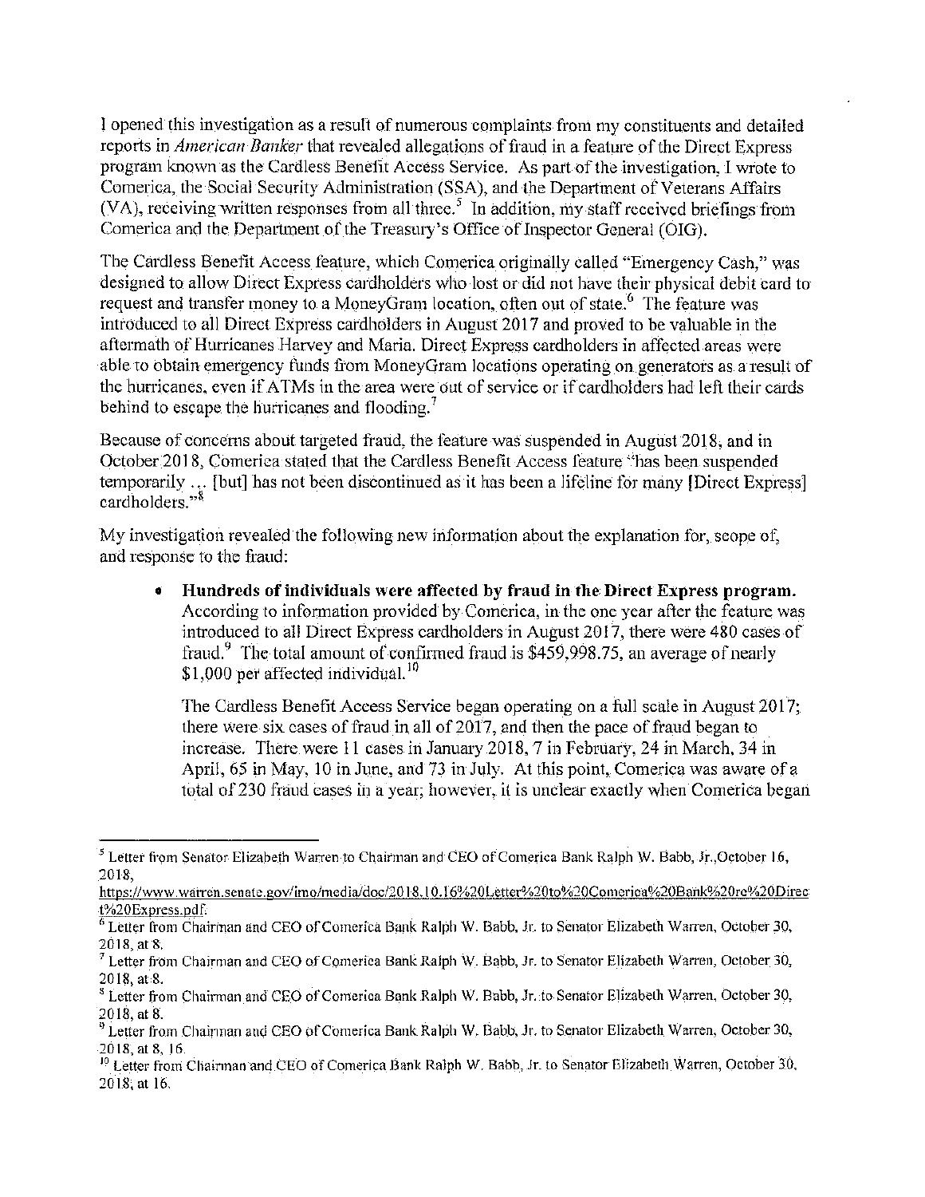I opened this investigation as a result of numerous complaints from my constituents and detailed reports in *American Banker* that revealed allegations of fraud in a feature of the Direct Express program known as the Cardless Benefit Access Service. As part of the investigation, I wrote to Comerica, the Social Security Administration (SSA), and the Department of Veterans Affairs (VA), receiving written responses from all three.[5] In addition, my staff received briefings from Comerica and the Department of the Treasury's Office of Inspector General (OIG).

The Cardless Benefit Access feature, which Comerica originally called "Emergency Cash," was designed to allow Direct Express cardholders who lost or did not have their physical debit card to request and transfer money to a MoneyGram location, often out of state.[6] The feature was introduced to all Direct Express cardholders in August 2017 and proved to be valuable in the aftermath of Hurricanes Harvey and Maria. Direct Express cardholders in affected areas were able to obtain emergency funds from MoneyGram locations operating on generators as a result of the hurricanes, even if ATMs in the area were out of service or if cardholders had left their cards behind to escape the hurricanes and flooding.[7]

Because of concerns about targeted fraud, the feature was suspended in August 2018, and in October 2018, Comerica stated that the Cardless Benefit Access feature "has been suspended temporarily … [but] has not been discontinued as it has been a lifeline for many [Direct Express] cardholders."[8]

My investigation revealed the following new information about the explanation for, scope of, and response to the fraud:

- **Hundreds of individuals were affected by fraud in the Direct Express program.** According to information provided by Comerica, in the one year after the feature was introduced to all Direct Express cardholders in August 2017, there were 480 cases of fraud.[9] The total amount of confirmed fraud is $459,998.75, an average of nearly $1,000 per affected individual.[10]

  The Cardless Benefit Access Service began operating on a full scale in August 2017; there were six cases of fraud in all of 2017, and then the pace of fraud began to increase. There were 11 cases in January 2018, 7 in February, 24 in March, 34 in April, 65 in May, 10 in June, and 73 in July. At this point, Comerica was aware of a total of 230 fraud cases in a year; however, it is unclear exactly when Comerica began

---

[5] Letter from Senator Elizabeth Warren to Chairman and CEO of Comerica Bank Ralph W. Babb, Jr.,October 16, 2018, https://www.warren.senate.gov/imo/media/doc/2018.10.16%20Letter%20to%20Comerica%20Bank%20re%20Direct%20Express.pdf.

[6] Letter from Chairman and CEO of Comerica Bank Ralph W. Babb, Jr. to Senator Elizabeth Warren, October 30, 2018, at 8.

[7] Letter from Chairman and CEO of Comerica Bank Ralph W. Babb, Jr. to Senator Elizabeth Warren, October 30, 2018, at 8.

[8] Letter from Chairman and CEO of Comerica Bank Ralph W. Babb, Jr. to Senator Elizabeth Warren, October 30, 2018, at 8.

[9] Letter from Chairman and CEO of Comerica Bank Ralph W. Babb, Jr. to Senator Elizabeth Warren, October 30, 2018, at 8, 16.

[10] Letter from Chairman and CEO of Comerica Bank Ralph W. Babb, Jr. to Senator Elizabeth Warren, October 30, 2018, at 16.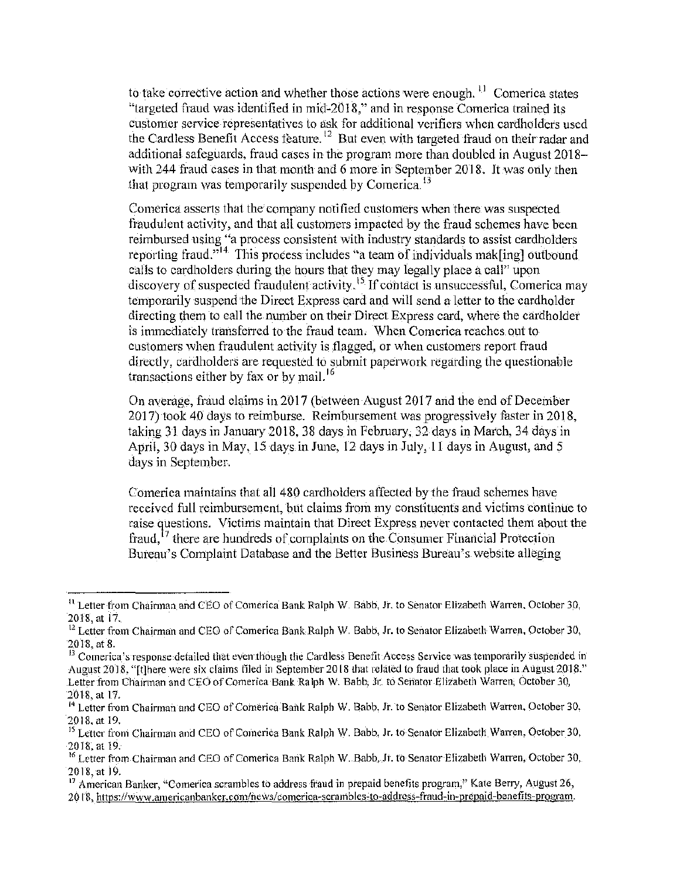to take corrective action and whether those actions were enough.[11] Comerica states "targeted fraud was identified in mid-2018," and in response Comerica trained its customer service representatives to ask for additional verifiers when cardholders used the Cardless Benefit Access feature.[12] But even with targeted fraud on their radar and additional safeguards, fraud cases in the program more than doubled in August 2018–with 244 fraud cases in that month and 6 more in September 2018. It was only then that program was temporarily suspended by Comerica.[13]

Comerica asserts that the company notified customers when there was suspected fraudulent activity, and that all customers impacted by the fraud schemes have been reimbursed using "a process consistent with industry standards to assist cardholders reporting fraud."[14] This process includes "a team of individuals mak[ing] outbound calls to cardholders during the hours that they may legally place a call" upon discovery of suspected fraudulent activity.[15] If contact is unsuccessful, Comerica may temporarily suspend the Direct Express card and will send a letter to the cardholder directing them to call the number on their Direct Express card, where the cardholder is immediately transferred to the fraud team. When Comerica reaches out to customers when fraudulent activity is flagged, or when customers report fraud directly, cardholders are requested to submit paperwork regarding the questionable transactions either by fax or by mail.[16]

On average, fraud claims in 2017 (between August 2017 and the end of December 2017) took 40 days to reimburse. Reimbursement was progressively faster in 2018, taking 31 days in January 2018, 38 days in February, 32 days in March, 34 days in April, 30 days in May, 15 days in June, 12 days in July, 11 days in August, and 5 days in September.

Comerica maintains that all 480 cardholders affected by the fraud schemes have received full reimbursement, but claims from my constituents and victims continue to raise questions. Victims maintain that Direct Express never contacted them about the fraud,[17] there are hundreds of complaints on the Consumer Financial Protection Bureau's Complaint Database and the Better Business Bureau's website alleging

---

[11] Letter from Chairman and CEO of Comerica Bank Ralph W. Babb, Jr. to Senator Elizabeth Warren, October 30, 2018, at 17.

[12] Letter from Chairman and CEO of Comerica Bank Ralph W. Babb, Jr. to Senator Elizabeth Warren, October 30, 2018, at 8.

[13] Comerica's response detailed that even though the Cardless Benefit Access Service was temporarily suspended in August 2018, "[t]here were six claims filed in September 2018 that related to fraud that took place in August 2018." Letter from Chairman and CEO of Comerica Bank Ralph W. Babb, Jr. to Senator Elizabeth Warren, October 30, 2018, at 17.

[14] Letter from Chairman and CEO of Comerica Bank Ralph W. Babb, Jr. to Senator Elizabeth Warren, October 30, 2018, at 19.

[15] Letter from Chairman and CEO of Comerica Bank Ralph W. Babb, Jr. to Senator Elizabeth Warren, October 30, 2018, at 19.

[16] Letter from Chairman and CEO of Comerica Bank Ralph W. Babb, Jr. to Senator Elizabeth Warren, October 30, 2018, at 19.

[17] American Banker, "Comerica scrambles to address fraud in prepaid benefits program," Kate Berry, August 26, 2018, https://www.americanbanker.com/news/comerica-scrambles-to-address-fraud-in-prepaid-benefits-program.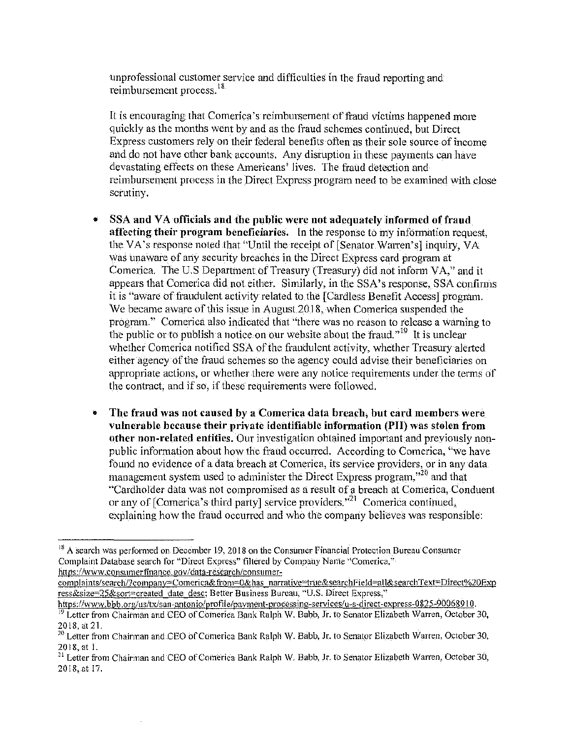unprofessional customer service and difficulties in the fraud reporting and reimbursement process.[18]

It is encouraging that Comerica's reimbursement of fraud victims happened more quickly as the months went by and as the fraud schemes continued, but Direct Express customers rely on their federal benefits often as their sole source of income and do not have other bank accounts. Any disruption in these payments can have devastating effects on these Americans' lives. The fraud detection and reimbursement process in the Direct Express program need to be examined with close scrutiny.

- **SSA and VA officials and the public were not adequately informed of fraud affecting their program beneficiaries.** In the response to my information request, the VA's response noted that "Until the receipt of [Senator Warren's] inquiry, VA was unaware of any security breaches in the Direct Express card program at Comerica. The U.S Department of Treasury (Treasury) did not inform VA," and it appears that Comerica did not either. Similarly, in the SSA's response, SSA confirms it is "aware of fraudulent activity related to the [Cardless Benefit Access] program. We became aware of this issue in August 2018, when Comerica suspended the program." Comerica also indicated that "there was no reason to release a warning to the public or to publish a notice on our website about the fraud."[19] It is unclear whether Comerica notified SSA of the fraudulent activity, whether Treasury alerted either agency of the fraud schemes so the agency could advise their beneficiaries on appropriate actions, or whether there were any notice requirements under the terms of the contract, and if so, if these requirements were followed.

- **The fraud was not caused by a Comerica data breach, but card members were vulnerable because their private identifiable information (PII) was stolen from other non-related entities.** Our investigation obtained important and previously non-public information about how the fraud occurred. According to Comerica, "we have found no evidence of a data breach at Comerica, its service providers, or in any data management system used to administer the Direct Express program,"[20] and that "Cardholder data was not compromised as a result of a breach at Comerica, Conduent or any of [Comerica's third party] service providers."[21] Comerica continued, explaining how the fraud occurred and who the company believes was responsible:

---

[18] A search was performed on December 19, 2018 on the Consumer Financial Protection Bureau Consumer Complaint Database search for "Direct Express" filtered by Company Name "Comerica," https://www.consumerfinance.gov/data-research/consumer-complaints/search/?company=Comerica&from=0&has_narrative=true&searchField=all&searchText=Direct%20Express&size=25&sort=created_date_desc; Better Business Bureau, "U.S. Direct Express," https://www.bbb.org/us/tx/san-antonio/profile/payment-processing-services/u-s-direct-express-0825-90068910.

[19] Letter from Chairman and CEO of Comerica Bank Ralph W. Babb, Jr. to Senator Elizabeth Warren, October 30, 2018, at 21.

[20] Letter from Chairman and CEO of Comerica Bank Ralph W. Babb, Jr. to Senator Elizabeth Warren, October 30, 2018, at 1.

[21] Letter from Chairman and CEO of Comerica Bank Ralph W. Babb, Jr. to Senator Elizabeth Warren, October 30, 2018, at 17.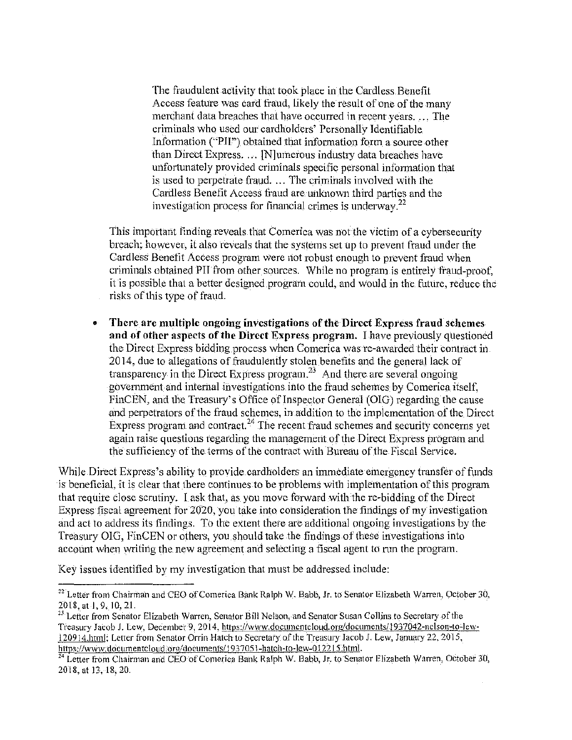> The fraudulent activity that took place in the Cardless Benefit Access feature was card fraud, likely the result of one of the many merchant data breaches that have occurred in recent years. ... The criminals who used our cardholders' Personally Identifiable Information ("PII") obtained that information form a source other than Direct Express. ... [N]umerous industry data breaches have unfortunately provided criminals specific personal information that is used to perpetrate fraud. ... The criminals involved with the Cardless Benefit Access fraud are unknown third parties and the investigation process for financial crimes is underway.[22]

This important finding reveals that Comerica was not the victim of a cybersecurity breach; however, it also reveals that the systems set up to prevent fraud under the Cardless Benefit Access program were not robust enough to prevent fraud when criminals obtained PII from other sources. While no program is entirely fraud-proof, it is possible that a better designed program could, and would in the future, reduce the risks of this type of fraud.

- **There are multiple ongoing investigations of the Direct Express fraud schemes and of other aspects of the Direct Express program.** I have previously questioned the Direct Express bidding process when Comerica was re-awarded their contract in 2014, due to allegations of fraudulently stolen benefits and the general lack of transparency in the Direct Express program.[23] And there are several ongoing government and internal investigations into the fraud schemes by Comerica itself, FinCEN, and the Treasury's Office of Inspector General (OIG) regarding the cause and perpetrators of the fraud schemes, in addition to the implementation of the Direct Express program and contract.[24] The recent fraud schemes and security concerns yet again raise questions regarding the management of the Direct Express program and the sufficiency of the terms of the contract with Bureau of the Fiscal Service.

While Direct Express's ability to provide cardholders an immediate emergency transfer of funds is beneficial, it is clear that there continues to be problems with implementation of this program that require close scrutiny. I ask that, as you move forward with the re-bidding of the Direct Express fiscal agreement for 2020, you take into consideration the findings of my investigation and act to address its findings. To the extent there are additional ongoing investigations by the Treasury OIG, FinCEN or others, you should take the findings of these investigations into account when writing the new agreement and selecting a fiscal agent to run the program.

Key issues identified by my investigation that must be addressed include:

---

[22] Letter from Chairman and CEO of Comerica Bank Ralph W. Babb, Jr. to Senator Elizabeth Warren, October 30, 2018, at 1, 9, 10, 21.

[23] Letter from Senator Elizabeth Warren, Senator Bill Nelson, and Senator Susan Collins to Secretary of the Treasury Jacob J. Lew, December 9, 2014, https://www.documentcloud.org/documents/1937042-nelson-to-lew-120914.html; Letter from Senator Orrin Hatch to Secretary of the Treasury Jacob J. Lew, January 22, 2015, https://www.documentcloud.org/documents/1937051-hatch-to-lew-012215.html.

[24] Letter from Chairman and CEO of Comerica Bank Ralph W. Babb, Jr. to Senator Elizabeth Warren, October 30, 2018, at 13, 18, 20.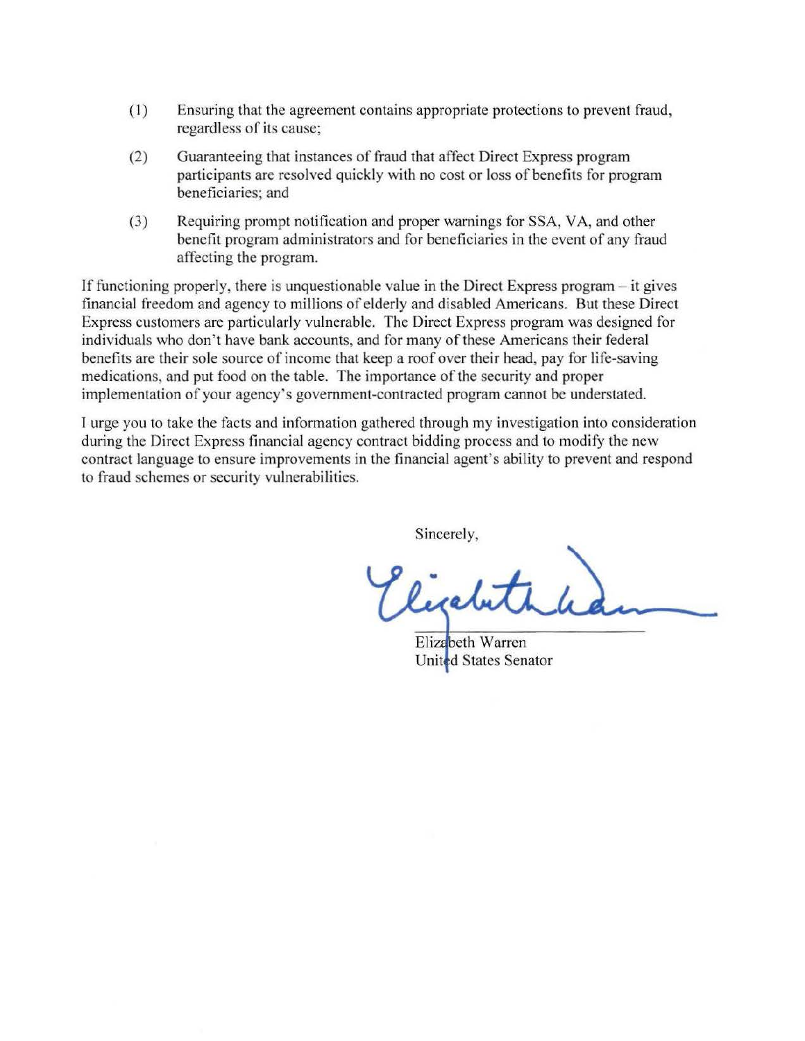(1) Ensuring that the agreement contains appropriate protections to prevent fraud, regardless of its cause;

(2) Guaranteeing that instances of fraud that affect Direct Express program participants are resolved quickly with no cost or loss of benefits for program beneficiaries; and

(3) Requiring prompt notification and proper warnings for SSA, VA, and other benefit program administrators and for beneficiaries in the event of any fraud affecting the program.

If functioning properly, there is unquestionable value in the Direct Express program – it gives financial freedom and agency to millions of elderly and disabled Americans. But these Direct Express customers are particularly vulnerable. The Direct Express program was designed for individuals who don't have bank accounts, and for many of these Americans their federal benefits are their sole source of income that keep a roof over their head, pay for life-saving medications, and put food on the table. The importance of the security and proper implementation of your agency's government-contracted program cannot be understated.

I urge you to take the facts and information gathered through my investigation into consideration during the Direct Express financial agency contract bidding process and to modify the new contract language to ensure improvements in the financial agent's ability to prevent and respond to fraud schemes or security vulnerabilities.

Sincerely,

Elizabeth Warren
United States Senator